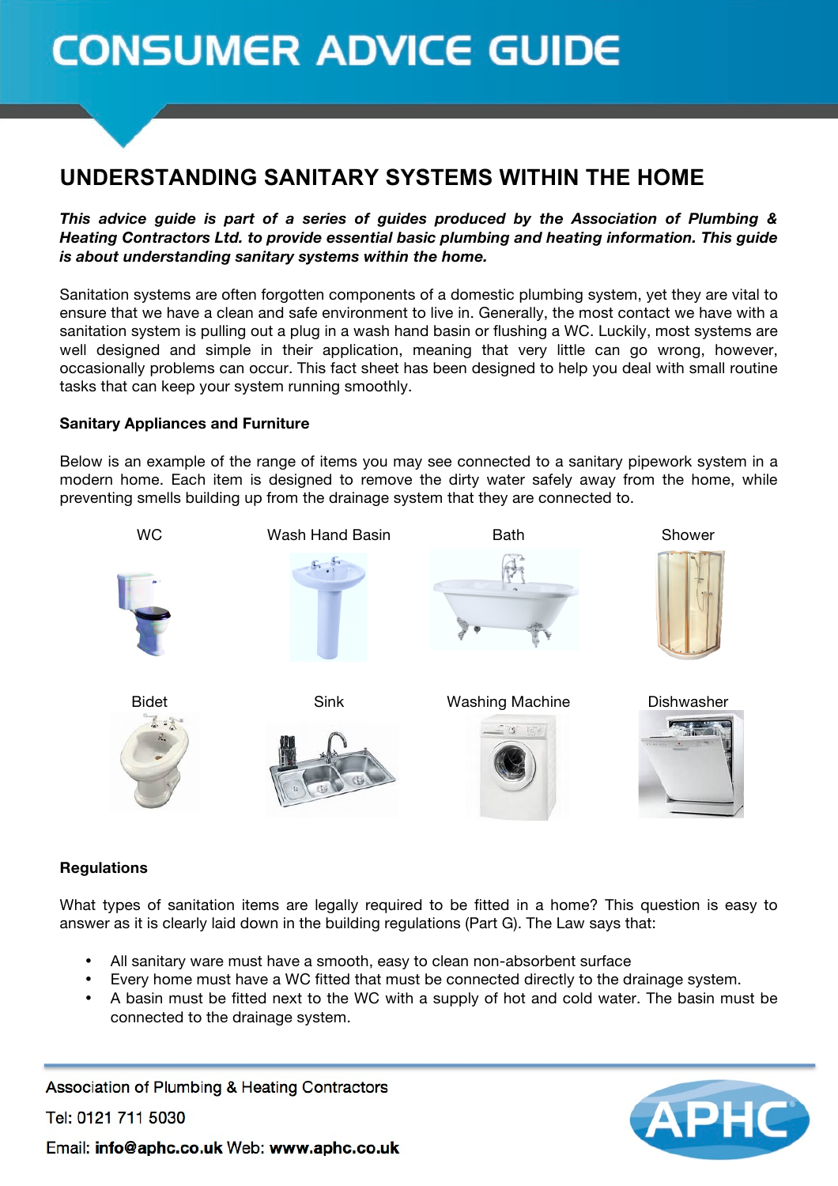# CONSUMER ADVICE GUIDE

## UNDERSTANDING SANITARY SYSTEMS WITHIN THE HOME

***This advice guide is part of a series of guides produced by the Association of Plumbing & Heating Contractors Ltd. to provide essential basic plumbing and heating information. This guide is about understanding sanitary systems within the home.***

Sanitation systems are often forgotten components of a domestic plumbing system, yet they are vital to ensure that we have a clean and safe environment to live in. Generally, the most contact we have with a sanitation system is pulling out a plug in a wash hand basin or flushing a WC. Luckily, most systems are well designed and simple in their application, meaning that very little can go wrong, however, occasionally problems can occur. This fact sheet has been designed to help you deal with small routine tasks that can keep your system running smoothly.

**Sanitary Appliances and Furniture**

Below is an example of the range of items you may see connected to a sanitary pipework system in a modern home. Each item is designed to remove the dirty water safely away from the home, while preventing smells building up from the drainage system that they are connected to.

WC | Wash Hand Basin | Bath | Shower

Bidet | Sink | Washing Machine | Dishwasher

**Regulations**

What types of sanitation items are legally required to be fitted in a home? This question is easy to answer as it is clearly laid down in the building regulations (Part G). The Law says that:

- All sanitary ware must have a smooth, easy to clean non-absorbent surface
- Every home must have a WC fitted that must be connected directly to the drainage system.
- A basin must be fitted next to the WC with a supply of hot and cold water. The basin must be connected to the drainage system.

Association of Plumbing & Heating Contractors

Tel: 0121 711 5030

Email: **info@aphc.co.uk** Web: **www.aphc.co.uk**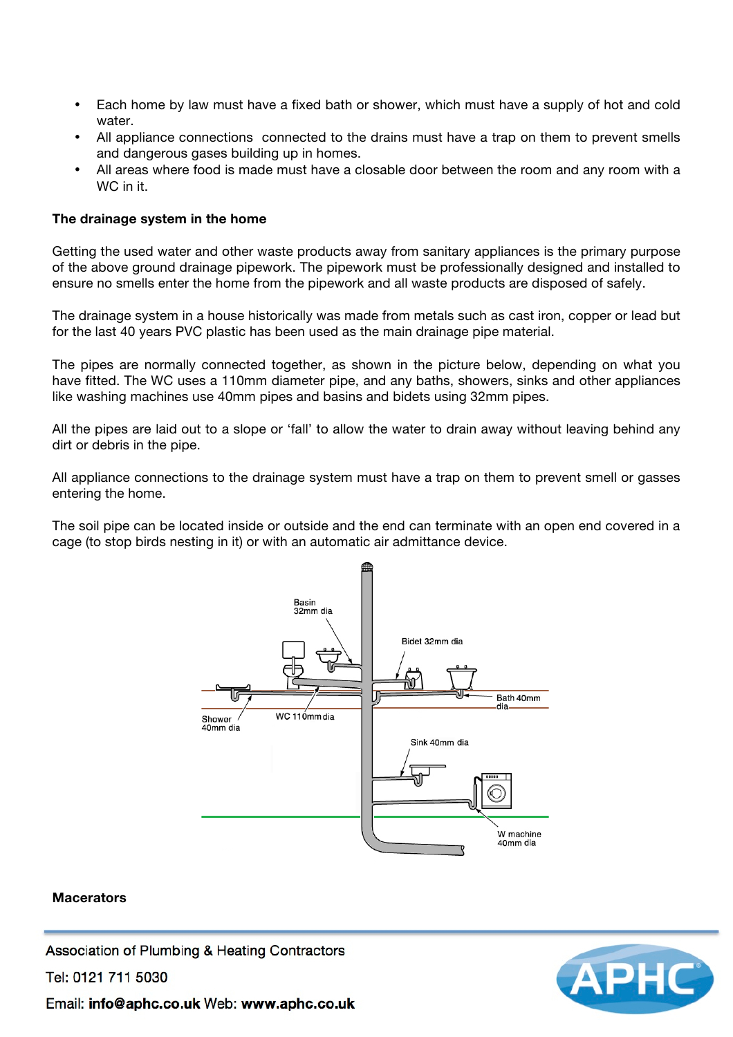- Each home by law must have a fixed bath or shower, which must have a supply of hot and cold water.
- All appliance connections connected to the drains must have a trap on them to prevent smells and dangerous gases building up in homes.
- All areas where food is made must have a closable door between the room and any room with a WC in it.

**The drainage system in the home**

Getting the used water and other waste products away from sanitary appliances is the primary purpose of the above ground drainage pipework. The pipework must be professionally designed and installed to ensure no smells enter the home from the pipework and all waste products are disposed of safely.

The drainage system in a house historically was made from metals such as cast iron, copper or lead but for the last 40 years PVC plastic has been used as the main drainage pipe material.

The pipes are normally connected together, as shown in the picture below, depending on what you have fitted. The WC uses a 110mm diameter pipe, and any baths, showers, sinks and other appliances like washing machines use 40mm pipes and basins and bidets using 32mm pipes.

All the pipes are laid out to a slope or 'fall' to allow the water to drain away without leaving behind any dirt or debris in the pipe.

All appliance connections to the drainage system must have a trap on them to prevent smell or gasses entering the home.

The soil pipe can be located inside or outside and the end can terminate with an open end covered in a cage (to stop birds nesting in it) or with an automatic air admittance device.

Basin 32mm dia

Bidet 32mm dia

Bath 40mm dia

Shower 40mm dia

WC 110mm dia

Sink 40mm dia

W machine 40mm dia

**Macerators**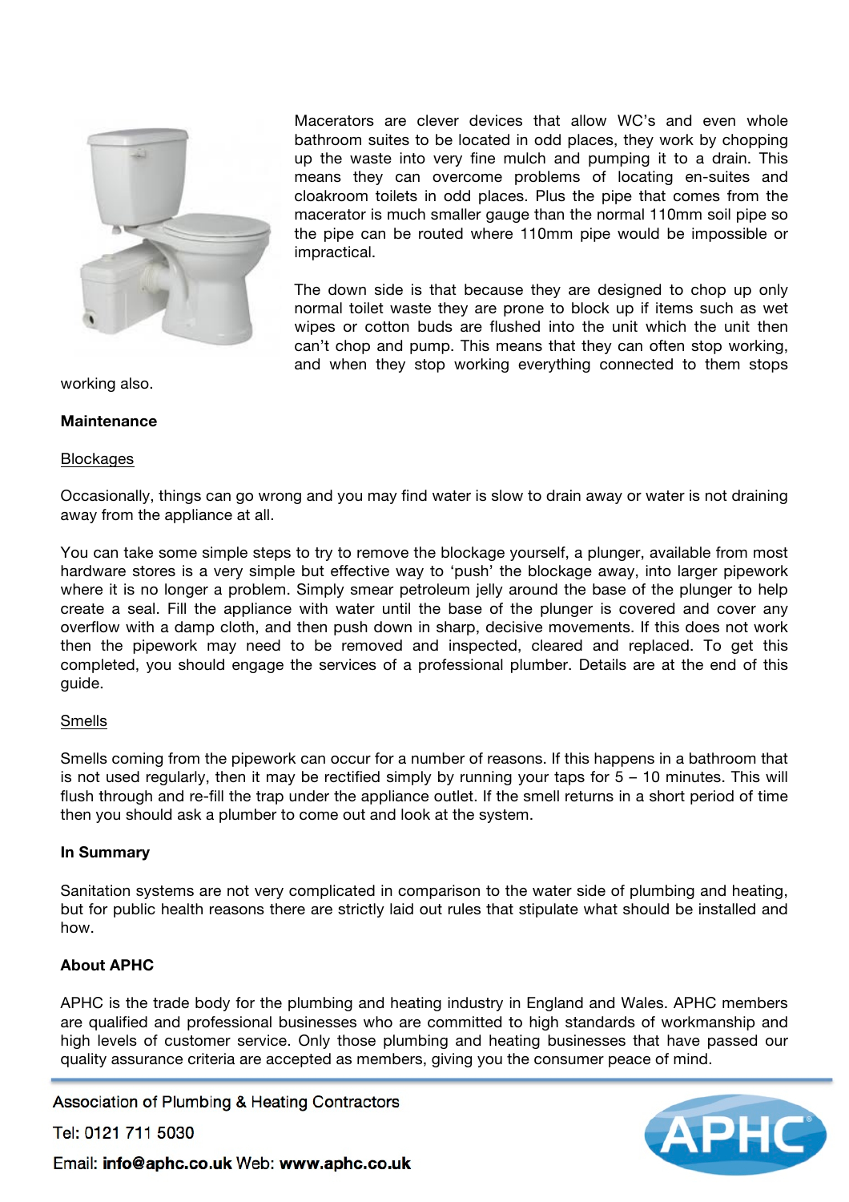Macerators are clever devices that allow WC's and even whole bathroom suites to be located in odd places, they work by chopping up the waste into very fine mulch and pumping it to a drain. This means they can overcome problems of locating en-suites and cloakroom toilets in odd places. Plus the pipe that comes from the macerator is much smaller gauge than the normal 110mm soil pipe so the pipe can be routed where 110mm pipe would be impossible or impractical.

The down side is that because they are designed to chop up only normal toilet waste they are prone to block up if items such as wet wipes or cotton buds are flushed into the unit which the unit then can't chop and pump. This means that they can often stop working, and when they stop working everything connected to them stops working also.

**Maintenance**

Blockages

Occasionally, things can go wrong and you may find water is slow to drain away or water is not draining away from the appliance at all.

You can take some simple steps to try to remove the blockage yourself, a plunger, available from most hardware stores is a very simple but effective way to 'push' the blockage away, into larger pipework where it is no longer a problem. Simply smear petroleum jelly around the base of the plunger to help create a seal. Fill the appliance with water until the base of the plunger is covered and cover any overflow with a damp cloth, and then push down in sharp, decisive movements. If this does not work then the pipework may need to be removed and inspected, cleared and replaced. To get this completed, you should engage the services of a professional plumber. Details are at the end of this guide.

Smells

Smells coming from the pipework can occur for a number of reasons. If this happens in a bathroom that is not used regularly, then it may be rectified simply by running your taps for 5 – 10 minutes. This will flush through and re-fill the trap under the appliance outlet. If the smell returns in a short period of time then you should ask a plumber to come out and look at the system.

**In Summary**

Sanitation systems are not very complicated in comparison to the water side of plumbing and heating, but for public health reasons there are strictly laid out rules that stipulate what should be installed and how.

**About APHC**

APHC is the trade body for the plumbing and heating industry in England and Wales. APHC members are qualified and professional businesses who are committed to high standards of workmanship and high levels of customer service. Only those plumbing and heating businesses that have passed our quality assurance criteria are accepted as members, giving you the consumer peace of mind.

Association of Plumbing & Heating Contractors

Tel: 0121 711 5030

Email: **info@aphc.co.uk** Web: **www.aphc.co.uk**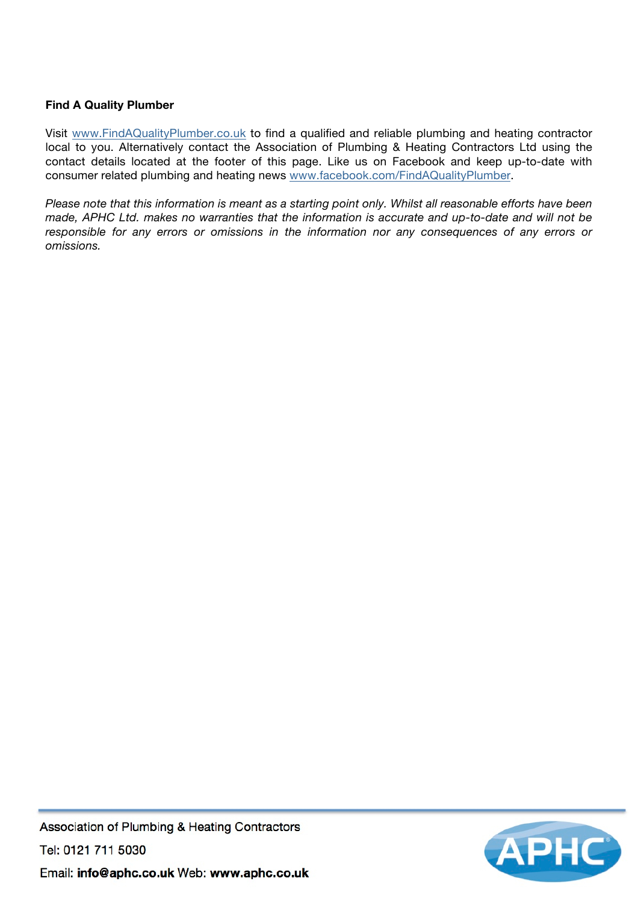**Find A Quality Plumber**

Visit www.FindAQualityPlumber.co.uk to find a qualified and reliable plumbing and heating contractor local to you. Alternatively contact the Association of Plumbing & Heating Contractors Ltd using the contact details located at the footer of this page. Like us on Facebook and keep up-to-date with consumer related plumbing and heating news www.facebook.com/FindAQualityPlumber.

*Please note that this information is meant as a starting point only. Whilst all reasonable efforts have been made, APHC Ltd. makes no warranties that the information is accurate and up-to-date and will not be responsible for any errors or omissions in the information nor any consequences of any errors or omissions.*